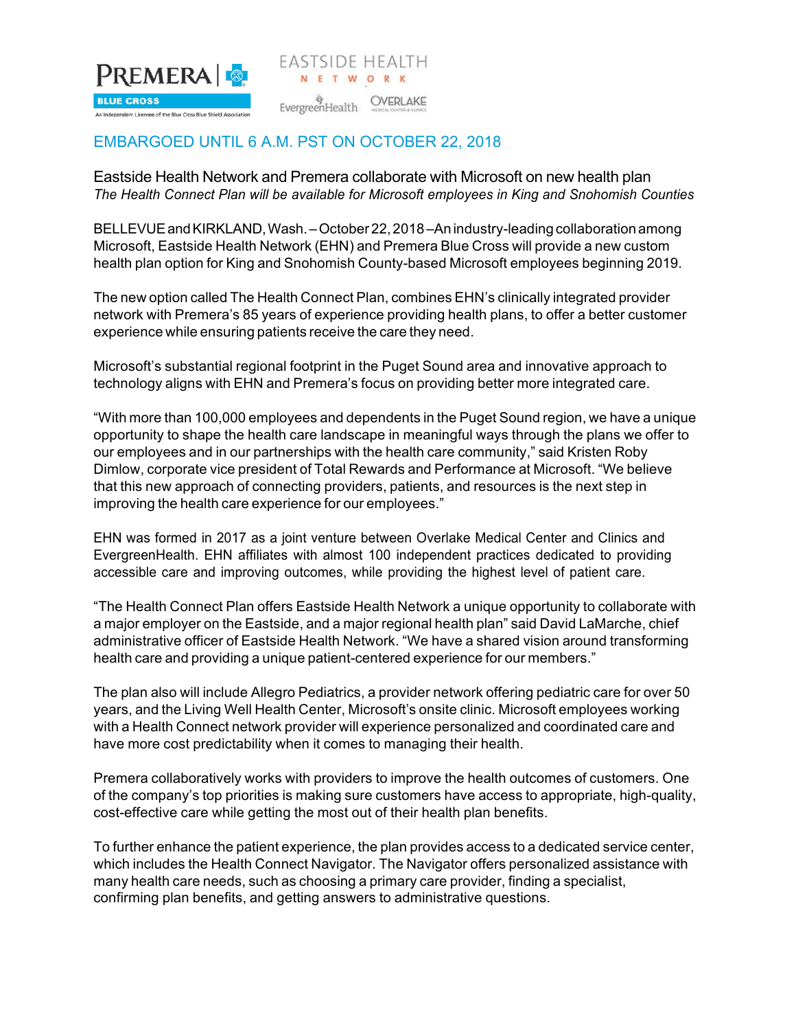EMBARGOED UNTIL 6 A.M. PST ON OCTOBER 22, 2018

## Eastside Health Network and Premera collaborate with Microsoft on new health plan

*The Health Connect Plan will be available for Microsoft employees in King and Snohomish Counties*

BELLEVUE and KIRKLAND, Wash. – October 22, 2018 – An industry-leading collaboration among Microsoft, Eastside Health Network (EHN) and Premera Blue Cross will provide a new custom health plan option for King and Snohomish County-based Microsoft employees beginning 2019.

The new option called The Health Connect Plan, combines EHN's clinically integrated provider network with Premera's 85 years of experience providing health plans, to offer a better customer experience while ensuring patients receive the care they need.

Microsoft's substantial regional footprint in the Puget Sound area and innovative approach to technology aligns with EHN and Premera's focus on providing better more integrated care.

"With more than 100,000 employees and dependents in the Puget Sound region, we have a unique opportunity to shape the health care landscape in meaningful ways through the plans we offer to our employees and in our partnerships with the health care community," said Kristen Roby Dimlow, corporate vice president of Total Rewards and Performance at Microsoft. "We believe that this new approach of connecting providers, patients, and resources is the next step in improving the health care experience for our employees."

EHN was formed in 2017 as a joint venture between Overlake Medical Center and Clinics and EvergreenHealth. EHN affiliates with almost 100 independent practices dedicated to providing accessible care and improving outcomes, while providing the highest level of patient care.

"The Health Connect Plan offers Eastside Health Network a unique opportunity to collaborate with a major employer on the Eastside, and a major regional health plan" said David LaMarche, chief administrative officer of Eastside Health Network. "We have a shared vision around transforming health care and providing a unique patient-centered experience for our members."

The plan also will include Allegro Pediatrics, a provider network offering pediatric care for over 50 years, and the Living Well Health Center, Microsoft's onsite clinic. Microsoft employees working with a Health Connect network provider will experience personalized and coordinated care and have more cost predictability when it comes to managing their health.

Premera collaboratively works with providers to improve the health outcomes of customers. One of the company's top priorities is making sure customers have access to appropriate, high-quality, cost-effective care while getting the most out of their health plan benefits.

To further enhance the patient experience, the plan provides access to a dedicated service center, which includes the Health Connect Navigator. The Navigator offers personalized assistance with many health care needs, such as choosing a primary care provider, finding a specialist, confirming plan benefits, and getting answers to administrative questions.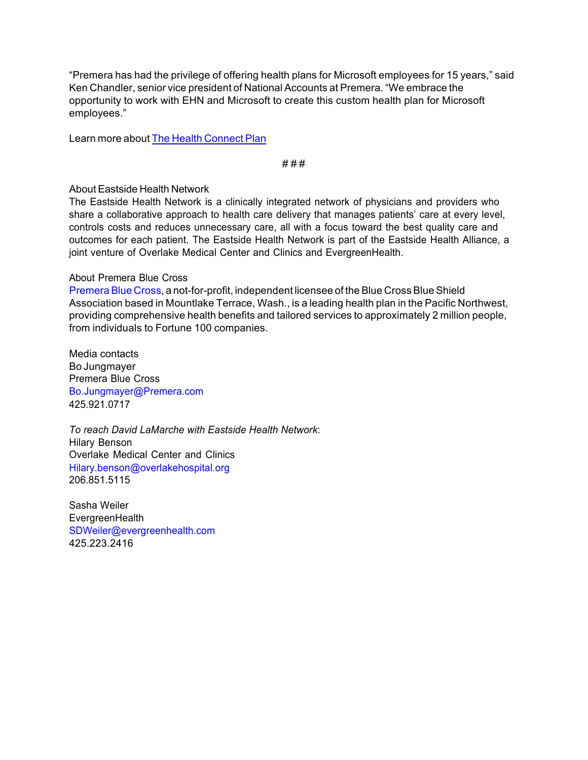"Premera has had the privilege of offering health plans for Microsoft employees for 15 years," said Ken Chandler, senior vice president of National Accounts at Premera. "We embrace the opportunity to work with EHN and Microsoft to create this custom health plan for Microsoft employees."

Learn more about The Health Connect Plan

###

About Eastside Health Network

The Eastside Health Network is a clinically integrated network of physicians and providers who share a collaborative approach to health care delivery that manages patients' care at every level, controls costs and reduces unnecessary care, all with a focus toward the best quality care and outcomes for each patient. The Eastside Health Network is part of the Eastside Health Alliance, a joint venture of Overlake Medical Center and Clinics and EvergreenHealth.

About Premera Blue Cross

Premera Blue Cross, a not-for-profit, independent licensee of the Blue Cross Blue Shield Association based in Mountlake Terrace, Wash., is a leading health plan in the Pacific Northwest, providing comprehensive health benefits and tailored services to approximately 2 million people, from individuals to Fortune 100 companies.

Media contacts
Bo Jungmayer
Premera Blue Cross
Bo.Jungmayer@Premera.com
425.921.0717

*To reach David LaMarche with Eastside Health Network*:
Hilary Benson
Overlake Medical Center and Clinics
Hilary.benson@overlakehospital.org
206.851.5115

Sasha Weiler
EvergreenHealth
SDWeiler@evergreenhealth.com
425.223.2416